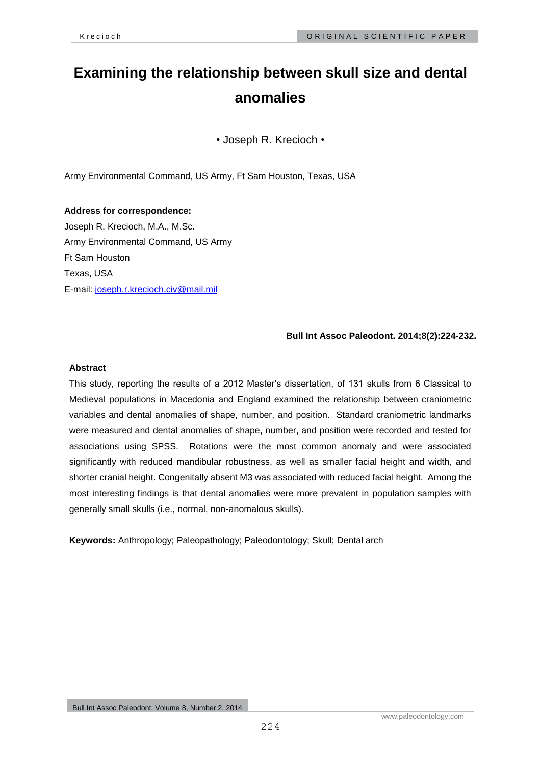# Examining the relationship between skull size and dental anomalies

• Joseph R. Krecioch •

Army Environmental Command, US Army, Ft Sam Houston, Texas, USA

**Address for correspondence:**

Joseph R. Krecioch, M.A., M.Sc.
Army Environmental Command, US Army
Ft Sam Houston
Texas, USA
E-mail: joseph.r.krecioch.civ@mail.mil

**Bull Int Assoc Paleodont. 2014;8(2):224-232.**

---

### Abstract

This study, reporting the results of a 2012 Master's dissertation, of 131 skulls from 6 Classical to Medieval populations in Macedonia and England examined the relationship between craniometric variables and dental anomalies of shape, number, and position. Standard craniometric landmarks were measured and dental anomalies of shape, number, and position were recorded and tested for associations using SPSS. Rotations were the most common anomaly and were associated significantly with reduced mandibular robustness, as well as smaller facial height and width, and shorter cranial height. Congenitally absent M3 was associated with reduced facial height. Among the most interesting findings is that dental anomalies were more prevalent in population samples with generally small skulls (i.e., normal, non-anomalous skulls).

**Keywords:** Anthropology; Paleopathology; Paleodontology; Skull; Dental arch

---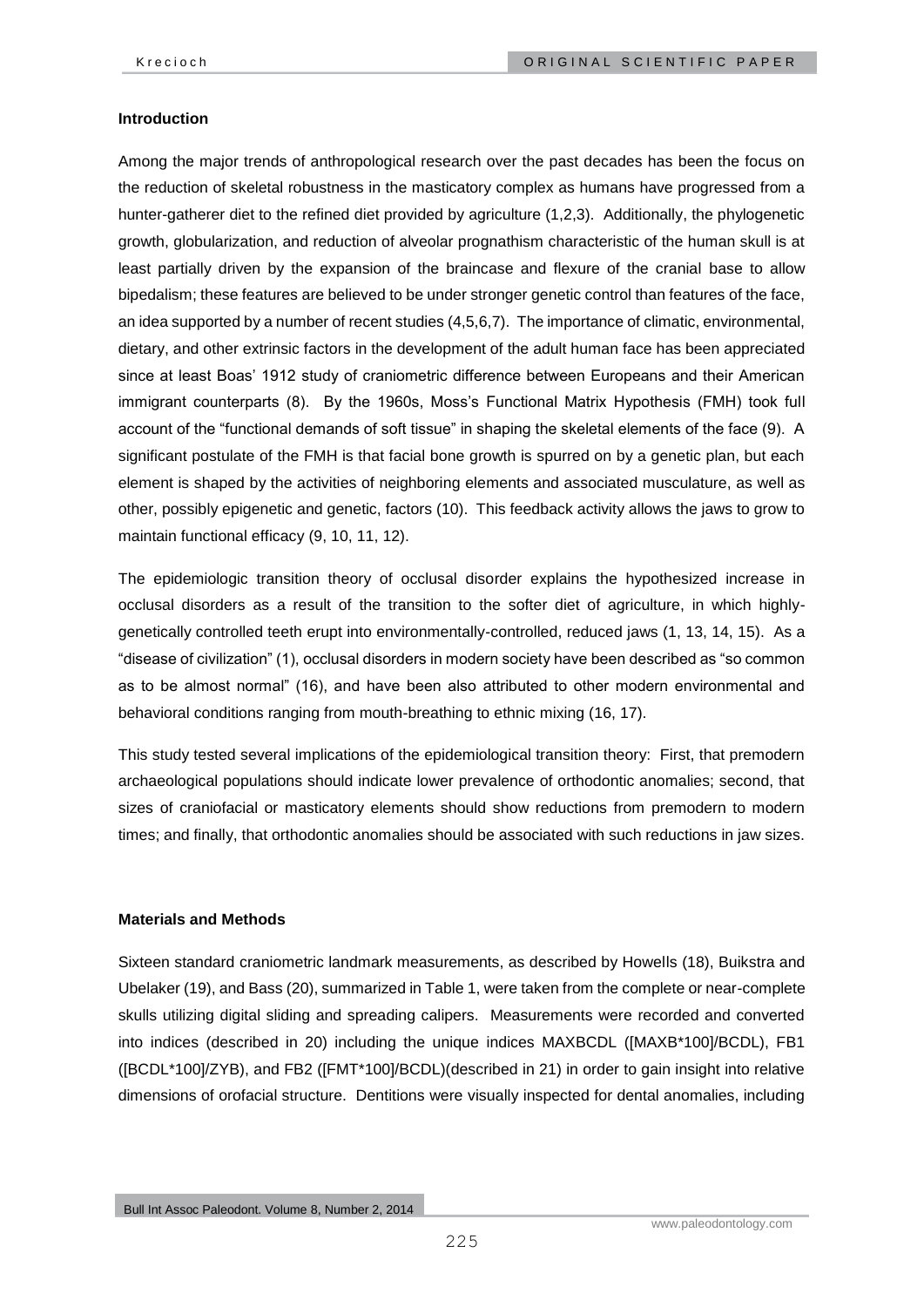### Introduction

Among the major trends of anthropological research over the past decades has been the focus on the reduction of skeletal robustness in the masticatory complex as humans have progressed from a hunter-gatherer diet to the refined diet provided by agriculture (1,2,3). Additionally, the phylogenetic growth, globularization, and reduction of alveolar prognathism characteristic of the human skull is at least partially driven by the expansion of the braincase and flexure of the cranial base to allow bipedalism; these features are believed to be under stronger genetic control than features of the face, an idea supported by a number of recent studies (4,5,6,7). The importance of climatic, environmental, dietary, and other extrinsic factors in the development of the adult human face has been appreciated since at least Boas' 1912 study of craniometric difference between Europeans and their American immigrant counterparts (8). By the 1960s, Moss's Functional Matrix Hypothesis (FMH) took full account of the "functional demands of soft tissue" in shaping the skeletal elements of the face (9). A significant postulate of the FMH is that facial bone growth is spurred on by a genetic plan, but each element is shaped by the activities of neighboring elements and associated musculature, as well as other, possibly epigenetic and genetic, factors (10). This feedback activity allows the jaws to grow to maintain functional efficacy (9, 10, 11, 12).

The epidemiologic transition theory of occlusal disorder explains the hypothesized increase in occlusal disorders as a result of the transition to the softer diet of agriculture, in which highly-genetically controlled teeth erupt into environmentally-controlled, reduced jaws (1, 13, 14, 15). As a "disease of civilization" (1), occlusal disorders in modern society have been described as "so common as to be almost normal" (16), and have been also attributed to other modern environmental and behavioral conditions ranging from mouth-breathing to ethnic mixing (16, 17).

This study tested several implications of the epidemiological transition theory: First, that premodern archaeological populations should indicate lower prevalence of orthodontic anomalies; second, that sizes of craniofacial or masticatory elements should show reductions from premodern to modern times; and finally, that orthodontic anomalies should be associated with such reductions in jaw sizes.

### Materials and Methods

Sixteen standard craniometric landmark measurements, as described by Howells (18), Buikstra and Ubelaker (19), and Bass (20), summarized in Table 1, were taken from the complete or near-complete skulls utilizing digital sliding and spreading calipers. Measurements were recorded and converted into indices (described in 20) including the unique indices MAXBCDL ([MAXB*100]/BCDL), FB1 ([BCDL*100]/ZYB), and FB2 ([FMT*100]/BCDL)(described in 21) in order to gain insight into relative dimensions of orofacial structure. Dentitions were visually inspected for dental anomalies, including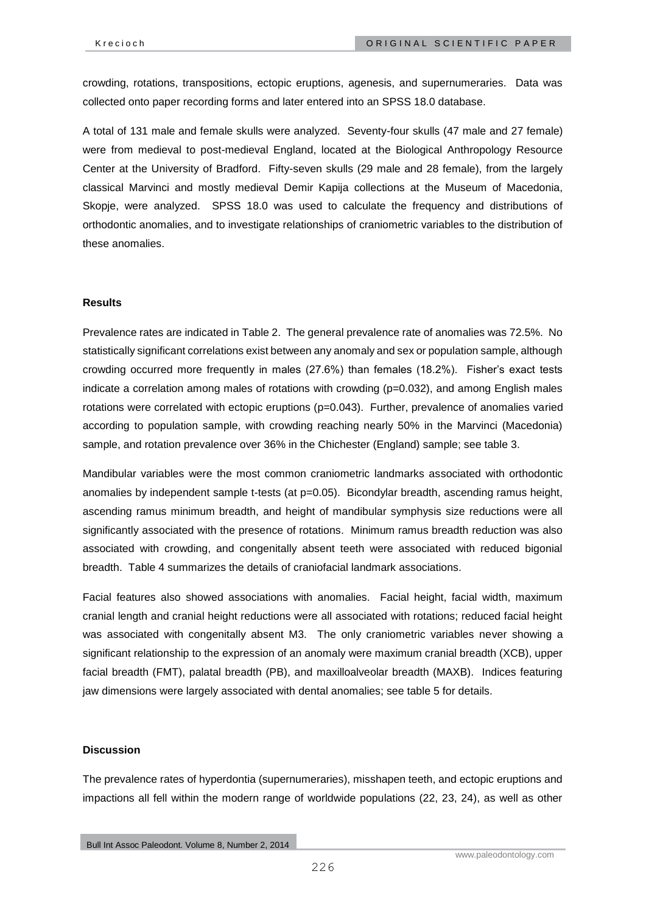crowding, rotations, transpositions, ectopic eruptions, agenesis, and supernumeraries. Data was collected onto paper recording forms and later entered into an SPSS 18.0 database.

A total of 131 male and female skulls were analyzed. Seventy-four skulls (47 male and 27 female) were from medieval to post-medieval England, located at the Biological Anthropology Resource Center at the University of Bradford. Fifty-seven skulls (29 male and 28 female), from the largely classical Marvinci and mostly medieval Demir Kapija collections at the Museum of Macedonia, Skopje, were analyzed. SPSS 18.0 was used to calculate the frequency and distributions of orthodontic anomalies, and to investigate relationships of craniometric variables to the distribution of these anomalies.

## Results

Prevalence rates are indicated in Table 2. The general prevalence rate of anomalies was 72.5%. No statistically significant correlations exist between any anomaly and sex or population sample, although crowding occurred more frequently in males (27.6%) than females (18.2%). Fisher's exact tests indicate a correlation among males of rotations with crowding ($p=0.032$), and among English males rotations were correlated with ectopic eruptions ($p=0.043$). Further, prevalence of anomalies varied according to population sample, with crowding reaching nearly 50% in the Marvinci (Macedonia) sample, and rotation prevalence over 36% in the Chichester (England) sample; see table 3.

Mandibular variables were the most common craniometric landmarks associated with orthodontic anomalies by independent sample t-tests (at $p=0.05$). Bicondylar breadth, ascending ramus height, ascending ramus minimum breadth, and height of mandibular symphysis size reductions were all significantly associated with the presence of rotations. Minimum ramus breadth reduction was also associated with crowding, and congenitally absent teeth were associated with reduced bigonial breadth. Table 4 summarizes the details of craniofacial landmark associations.

Facial features also showed associations with anomalies. Facial height, facial width, maximum cranial length and cranial height reductions were all associated with rotations; reduced facial height was associated with congenitally absent M3. The only craniometric variables never showing a significant relationship to the expression of an anomaly were maximum cranial breadth (XCB), upper facial breadth (FMT), palatal breadth (PB), and maxilloalveolar breadth (MAXB). Indices featuring jaw dimensions were largely associated with dental anomalies; see table 5 for details.

## Discussion

The prevalence rates of hyperdontia (supernumeraries), misshapen teeth, and ectopic eruptions and impactions all fell within the modern range of worldwide populations (22, 23, 24), as well as other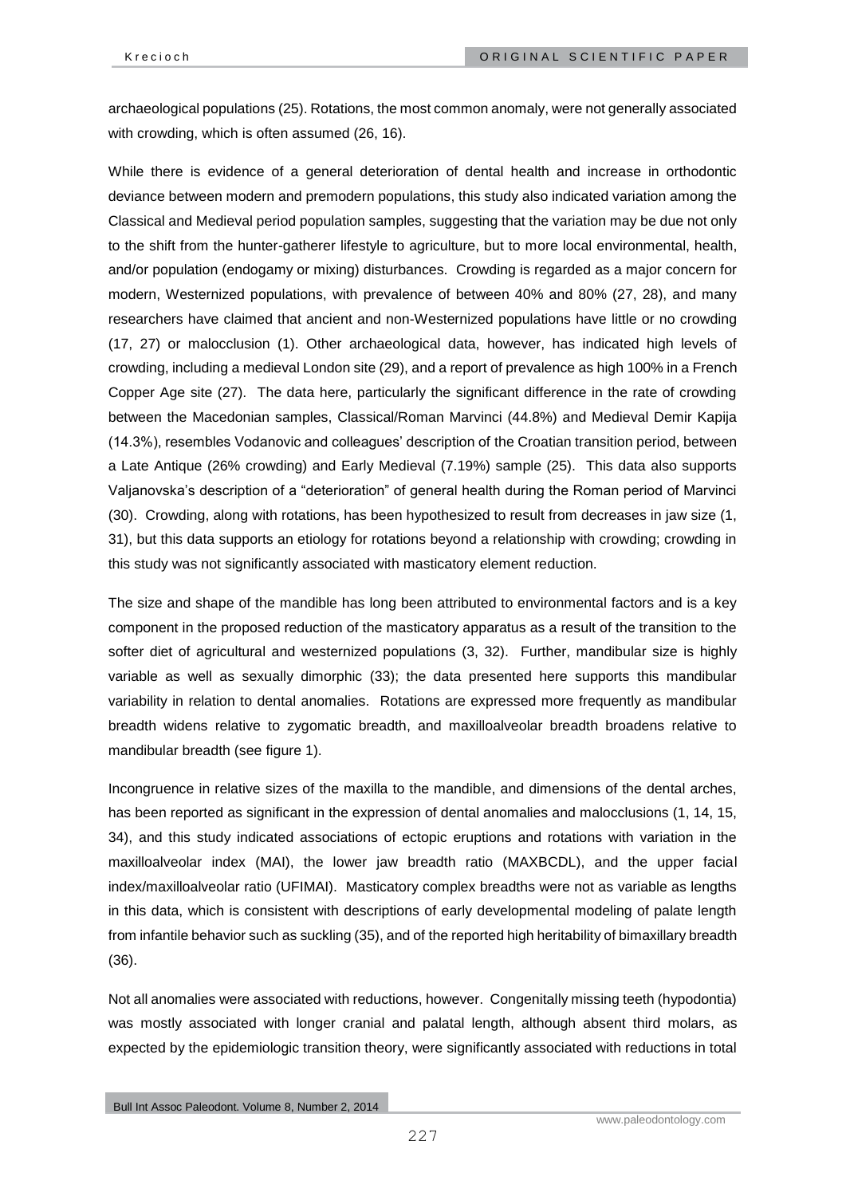archaeological populations (25). Rotations, the most common anomaly, were not generally associated with crowding, which is often assumed (26, 16).

While there is evidence of a general deterioration of dental health and increase in orthodontic deviance between modern and premodern populations, this study also indicated variation among the Classical and Medieval period population samples, suggesting that the variation may be due not only to the shift from the hunter-gatherer lifestyle to agriculture, but to more local environmental, health, and/or population (endogamy or mixing) disturbances. Crowding is regarded as a major concern for modern, Westernized populations, with prevalence of between 40% and 80% (27, 28), and many researchers have claimed that ancient and non-Westernized populations have little or no crowding (17, 27) or malocclusion (1). Other archaeological data, however, has indicated high levels of crowding, including a medieval London site (29), and a report of prevalence as high 100% in a French Copper Age site (27). The data here, particularly the significant difference in the rate of crowding between the Macedonian samples, Classical/Roman Marvinci (44.8%) and Medieval Demir Kapija (14.3%), resembles Vodanovic and colleagues' description of the Croatian transition period, between a Late Antique (26% crowding) and Early Medieval (7.19%) sample (25). This data also supports Valjanovska's description of a "deterioration" of general health during the Roman period of Marvinci (30). Crowding, along with rotations, has been hypothesized to result from decreases in jaw size (1, 31), but this data supports an etiology for rotations beyond a relationship with crowding; crowding in this study was not significantly associated with masticatory element reduction.

The size and shape of the mandible has long been attributed to environmental factors and is a key component in the proposed reduction of the masticatory apparatus as a result of the transition to the softer diet of agricultural and westernized populations (3, 32). Further, mandibular size is highly variable as well as sexually dimorphic (33); the data presented here supports this mandibular variability in relation to dental anomalies. Rotations are expressed more frequently as mandibular breadth widens relative to zygomatic breadth, and maxilloalveolar breadth broadens relative to mandibular breadth (see figure 1).

Incongruence in relative sizes of the maxilla to the mandible, and dimensions of the dental arches, has been reported as significant in the expression of dental anomalies and malocclusions (1, 14, 15, 34), and this study indicated associations of ectopic eruptions and rotations with variation in the maxilloalveolar index (MAI), the lower jaw breadth ratio (MAXBCDL), and the upper facial index/maxilloalveolar ratio (UFIMAI). Masticatory complex breadths were not as variable as lengths in this data, which is consistent with descriptions of early developmental modeling of palate length from infantile behavior such as suckling (35), and of the reported high heritability of bimaxillary breadth (36).

Not all anomalies were associated with reductions, however. Congenitally missing teeth (hypodontia) was mostly associated with longer cranial and palatal length, although absent third molars, as expected by the epidemiologic transition theory, were significantly associated with reductions in total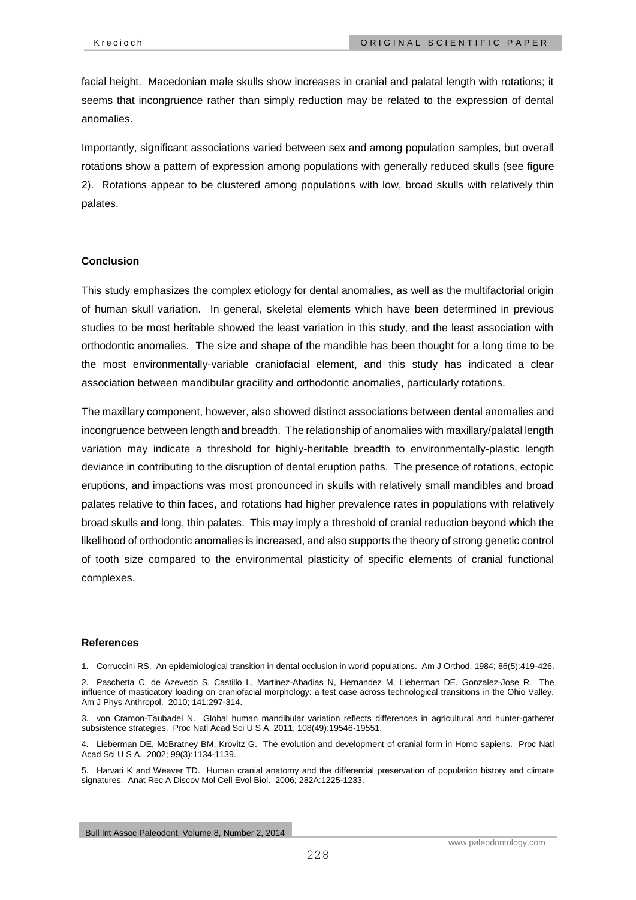facial height. Macedonian male skulls show increases in cranial and palatal length with rotations; it seems that incongruence rather than simply reduction may be related to the expression of dental anomalies.

Importantly, significant associations varied between sex and among population samples, but overall rotations show a pattern of expression among populations with generally reduced skulls (see figure 2). Rotations appear to be clustered among populations with low, broad skulls with relatively thin palates.

## Conclusion

This study emphasizes the complex etiology for dental anomalies, as well as the multifactorial origin of human skull variation. In general, skeletal elements which have been determined in previous studies to be most heritable showed the least variation in this study, and the least association with orthodontic anomalies. The size and shape of the mandible has been thought for a long time to be the most environmentally-variable craniofacial element, and this study has indicated a clear association between mandibular gracility and orthodontic anomalies, particularly rotations.

The maxillary component, however, also showed distinct associations between dental anomalies and incongruence between length and breadth. The relationship of anomalies with maxillary/palatal length variation may indicate a threshold for highly-heritable breadth to environmentally-plastic length deviance in contributing to the disruption of dental eruption paths. The presence of rotations, ectopic eruptions, and impactions was most pronounced in skulls with relatively small mandibles and broad palates relative to thin faces, and rotations had higher prevalence rates in populations with relatively broad skulls and long, thin palates. This may imply a threshold of cranial reduction beyond which the likelihood of orthodontic anomalies is increased, and also supports the theory of strong genetic control of tooth size compared to the environmental plasticity of specific elements of cranial functional complexes.

## References

1. Corruccini RS. An epidemiological transition in dental occlusion in world populations. Am J Orthod. 1984; 86(5):419-426.
2. Paschetta C, de Azevedo S, Castillo L, Martinez-Abadias N, Hernandez M, Lieberman DE, Gonzalez-Jose R. The influence of masticatory loading on craniofacial morphology: a test case across technological transitions in the Ohio Valley. Am J Phys Anthropol. 2010; 141:297-314.
3. von Cramon-Taubadel N. Global human mandibular variation reflects differences in agricultural and hunter-gatherer subsistence strategies. Proc Natl Acad Sci U S A. 2011; 108(49):19546-19551.
4. Lieberman DE, McBratney BM, Krovitz G. The evolution and development of cranial form in Homo sapiens. Proc Natl Acad Sci U S A. 2002; 99(3):1134-1139.
5. Harvati K and Weaver TD. Human cranial anatomy and the differential preservation of population history and climate signatures. Anat Rec A Discov Mol Cell Evol Biol. 2006; 282A:1225-1233.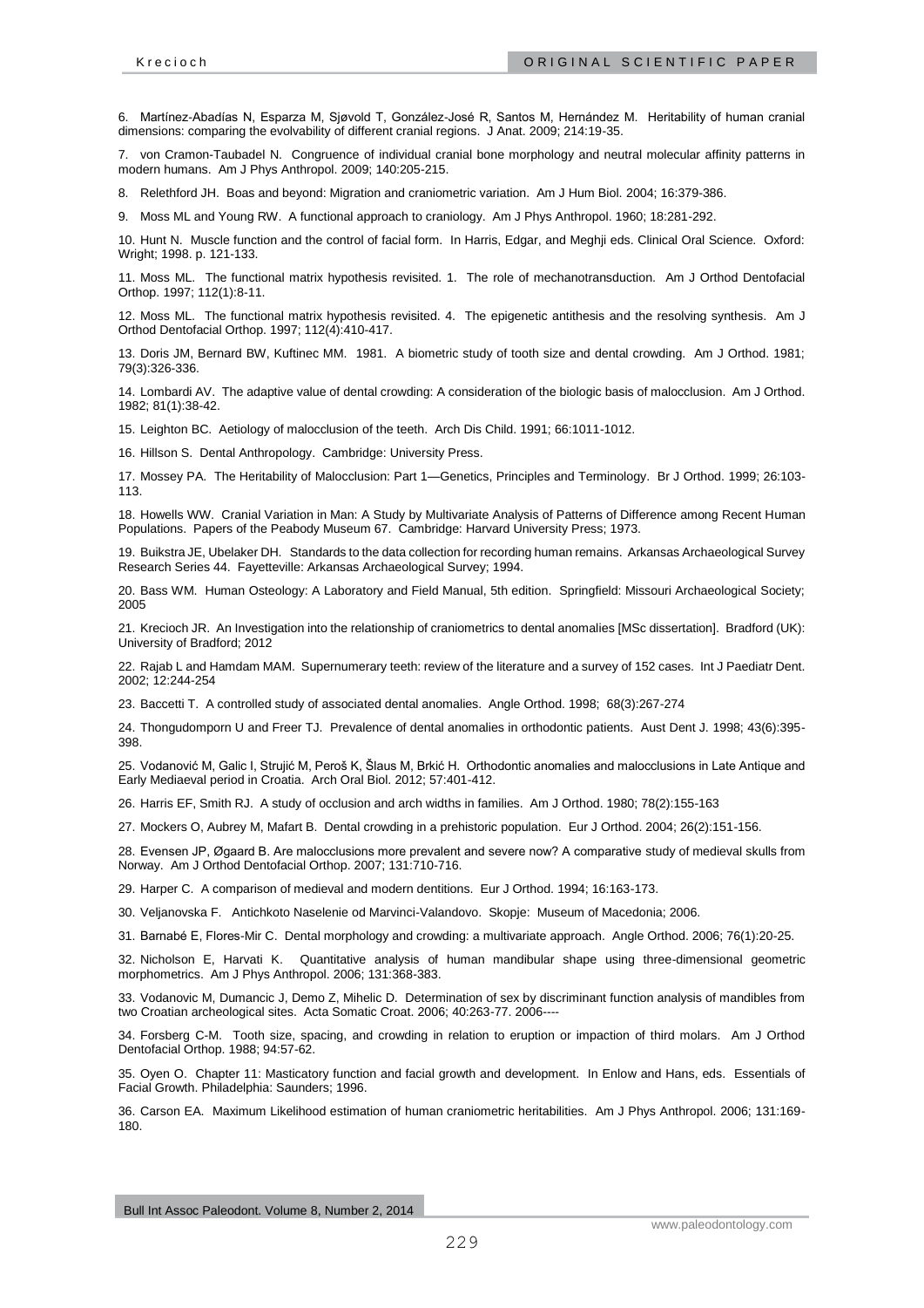6. Martínez-Abadías N, Esparza M, Sjøvold T, González-José R, Santos M, Hernández M. Heritability of human cranial dimensions: comparing the evolvability of different cranial regions. J Anat. 2009; 214:19-35.

7. von Cramon-Taubadel N. Congruence of individual cranial bone morphology and neutral molecular affinity patterns in modern humans. Am J Phys Anthropol. 2009; 140:205-215.

8. Relethford JH. Boas and beyond: Migration and craniometric variation. Am J Hum Biol. 2004; 16:379-386.

9. Moss ML and Young RW. A functional approach to craniology. Am J Phys Anthropol. 1960; 18:281-292.

10. Hunt N. Muscle function and the control of facial form. In Harris, Edgar, and Meghji eds. Clinical Oral Science. Oxford: Wright; 1998. p. 121-133.

11. Moss ML. The functional matrix hypothesis revisited. 1. The role of mechanotransduction. Am J Orthod Dentofacial Orthop. 1997; 112(1):8-11.

12. Moss ML. The functional matrix hypothesis revisited. 4. The epigenetic antithesis and the resolving synthesis. Am J Orthod Dentofacial Orthop. 1997; 112(4):410-417.

13. Doris JM, Bernard BW, Kuftinec MM. 1981. A biometric study of tooth size and dental crowding. Am J Orthod. 1981; 79(3):326-336.

14. Lombardi AV. The adaptive value of dental crowding: A consideration of the biologic basis of malocclusion. Am J Orthod. 1982; 81(1):38-42.

15. Leighton BC. Aetiology of malocclusion of the teeth. Arch Dis Child. 1991; 66:1011-1012.

16. Hillson S. Dental Anthropology. Cambridge: University Press.

17. Mossey PA. The Heritability of Malocclusion: Part 1—Genetics, Principles and Terminology. Br J Orthod. 1999; 26:103-113.

18. Howells WW. Cranial Variation in Man: A Study by Multivariate Analysis of Patterns of Difference among Recent Human Populations. Papers of the Peabody Museum 67. Cambridge: Harvard University Press; 1973.

19. Buikstra JE, Ubelaker DH. Standards to the data collection for recording human remains. Arkansas Archaeological Survey Research Series 44. Fayetteville: Arkansas Archaeological Survey; 1994.

20. Bass WM. Human Osteology: A Laboratory and Field Manual, 5th edition. Springfield: Missouri Archaeological Society; 2005

21. Krecioch JR. An Investigation into the relationship of craniometrics to dental anomalies [MSc dissertation]. Bradford (UK): University of Bradford; 2012

22. Rajab L and Hamdam MAM. Supernumerary teeth: review of the literature and a survey of 152 cases. Int J Paediatr Dent. 2002; 12:244-254

23. Baccetti T. A controlled study of associated dental anomalies. Angle Orthod. 1998; 68(3):267-274

24. Thongudomporn U and Freer TJ. Prevalence of dental anomalies in orthodontic patients. Aust Dent J. 1998; 43(6):395-398.

25. Vodanović M, Galic I, Strujić M, Peroš K, Šlaus M, Brkić H. Orthodontic anomalies and malocclusions in Late Antique and Early Mediaeval period in Croatia. Arch Oral Biol. 2012; 57:401-412.

26. Harris EF, Smith RJ. A study of occlusion and arch widths in families. Am J Orthod. 1980; 78(2):155-163

27. Mockers O, Aubrey M, Mafart B. Dental crowding in a prehistoric population. Eur J Orthod. 2004; 26(2):151-156.

28. Evensen JP, Øgaard B. Are malocclusions more prevalent and severe now? A comparative study of medieval skulls from Norway. Am J Orthod Dentofacial Orthop. 2007; 131:710-716.

29. Harper C. A comparison of medieval and modern dentitions. Eur J Orthod. 1994; 16:163-173.

30. Veljanovska F. Antichkoto Naselenie od Marvinci-Valandovo. Skopje: Museum of Macedonia; 2006.

31. Barnabé E, Flores-Mir C. Dental morphology and crowding: a multivariate approach. Angle Orthod. 2006; 76(1):20-25.

32. Nicholson E, Harvati K. Quantitative analysis of human mandibular shape using three-dimensional geometric morphometrics. Am J Phys Anthropol. 2006; 131:368-383.

33. Vodanovic M, Dumancic J, Demo Z, Mihelic D. Determination of sex by discriminant function analysis of mandibles from two Croatian archeological sites. Acta Somatic Croat. 2006; 40:263-77. 2006----

34. Forsberg C-M. Tooth size, spacing, and crowding in relation to eruption or impaction of third molars. Am J Orthod Dentofacial Orthop. 1988; 94:57-62.

35. Oyen O. Chapter 11: Masticatory function and facial growth and development. In Enlow and Hans, eds. Essentials of Facial Growth. Philadelphia: Saunders; 1996.

36. Carson EA. Maximum Likelihood estimation of human craniometric heritabilities. Am J Phys Anthropol. 2006; 131:169-180.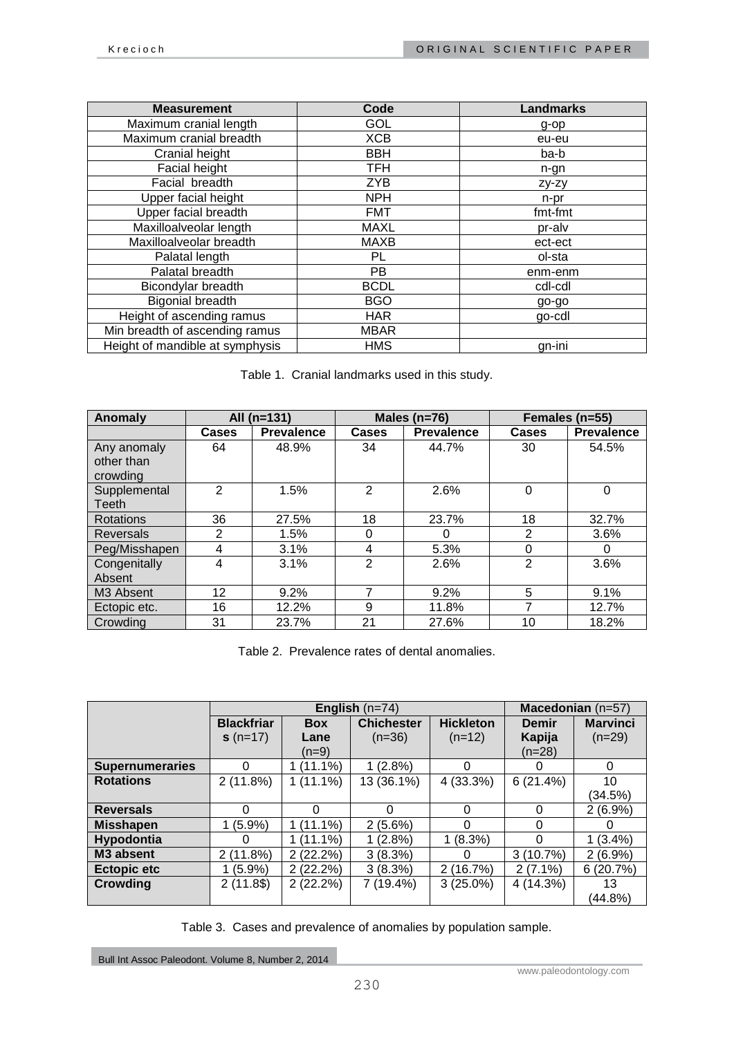| Measurement | Code | Landmarks |
|---|---|---|
| Maximum cranial length | GOL | g-op |
| Maximum cranial breadth | XCB | eu-eu |
| Cranial height | BBH | ba-b |
| Facial height | TFH | n-gn |
| Facial breadth | ZYB | zy-zy |
| Upper facial height | NPH | n-pr |
| Upper facial breadth | FMT | fmt-fmt |
| Maxilloalveolar length | MAXL | pr-alv |
| Maxilloalveolar breadth | MAXB | ect-ect |
| Palatal length | PL | ol-sta |
| Palatal breadth | PB | enm-enm |
| Bicondylar breadth | BCDL | cdl-cdl |
| Bigonial breadth | BGO | go-go |
| Height of ascending ramus | HAR | go-cdl |
| Min breadth of ascending ramus | MBAR | |
| Height of mandible at symphysis | HMS | gn-ini |

Table 1. Cranial landmarks used in this study.

| Anomaly | All (n=131) | | Males (n=76) | | Females (n=55) | |
|---|---|---|---|---|---|---|
| | Cases | Prevalence | Cases | Prevalence | Cases | Prevalence |
| Any anomaly other than crowding | 64 | 48.9% | 34 | 44.7% | 30 | 54.5% |
| Supplemental Teeth | 2 | 1.5% | 2 | 2.6% | 0 | 0 |
| Rotations | 36 | 27.5% | 18 | 23.7% | 18 | 32.7% |
| Reversals | 2 | 1.5% | 0 | 0 | 2 | 3.6% |
| Peg/Misshapen | 4 | 3.1% | 4 | 5.3% | 0 | 0 |
| Congenitally Absent | 4 | 3.1% | 2 | 2.6% | 2 | 3.6% |
| M3 Absent | 12 | 9.2% | 7 | 9.2% | 5 | 9.1% |
| Ectopic etc. | 16 | 12.2% | 9 | 11.8% | 7 | 12.7% |
| Crowding | 31 | 23.7% | 21 | 27.6% | 10 | 18.2% |

Table 2. Prevalence rates of dental anomalies.

| | **English** (n=74) | | | | **Macedonian** (n=57) | |
|---|---|---|---|---|---|---|
| | **Blackfriars** (n=17) | **Box Lane** (n=9) | **Chichester** (n=36) | **Hickleton** (n=12) | **Demir Kapija** (n=28) | **Marvinci** (n=29) |
| **Supernumeraries** | 0 | 1 (11.1%) | 1 (2.8%) | 0 | 0 | 0 |
| **Rotations** | 2 (11.8%) | 1 (11.1%) | 13 (36.1%) | 4 (33.3%) | 6 (21.4%) | 10 (34.5%) |
| **Reversals** | 0 | 0 | 0 | 0 | 0 | 2 (6.9%) |
| **Misshapen** | 1 (5.9%) | 1 (11.1%) | 2 (5.6%) | 0 | 0 | 0 |
| **Hypodontia** | 0 | 1 (11.1%) | 1 (2.8%) | 1 (8.3%) | 0 | 1 (3.4%) |
| **M3 absent** | 2 (11.8%) | 2 (22.2%) | 3 (8.3%) | 0 | 3 (10.7%) | 2 (6.9%) |
| **Ectopic etc** | 1 (5.9%) | 2 (22.2%) | 3 (8.3%) | 2 (16.7%) | 2 (7.1%) | 6 (20.7%) |
| **Crowding** | 2 (11.8$) | 2 (22.2%) | 7 (19.4%) | 3 (25.0%) | 4 (14.3%) | 13 (44.8%) |

Table 3. Cases and prevalence of anomalies by population sample.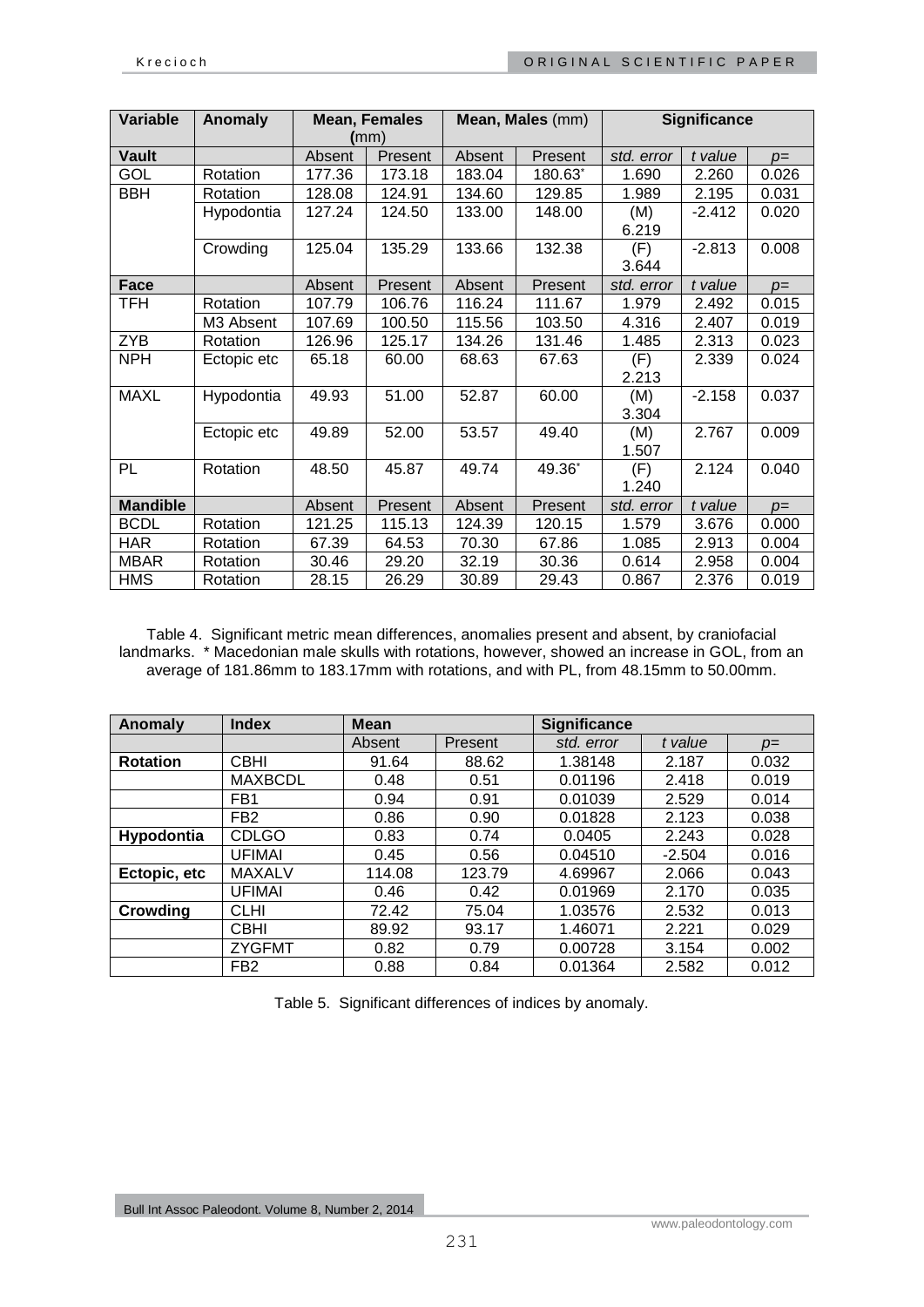| Variable | Anomaly | Mean, Females (mm) | | Mean, Males (mm) | | Significance | | |
|---|---|---|---|---|---|---|---|---|
| **Vault** | | Absent | Present | Absent | Present | *std. error* | *t value* | *p=* |
| GOL | Rotation | 177.36 | 173.18 | 183.04 | 180.63* | 1.690 | 2.260 | 0.026 |
| BBH | Rotation | 128.08 | 124.91 | 134.60 | 129.85 | 1.989 | 2.195 | 0.031 |
| | Hypodontia | 127.24 | 124.50 | 133.00 | 148.00 | (M) 6.219 | -2.412 | 0.020 |
| | Crowding | 125.04 | 135.29 | 133.66 | 132.38 | (F) 3.644 | -2.813 | 0.008 |
| **Face** | | Absent | Present | Absent | Present | *std. error* | *t value* | *p=* |
| TFH | Rotation | 107.79 | 106.76 | 116.24 | 111.67 | 1.979 | 2.492 | 0.015 |
| | M3 Absent | 107.69 | 100.50 | 115.56 | 103.50 | 4.316 | 2.407 | 0.019 |
| ZYB | Rotation | 126.96 | 125.17 | 134.26 | 131.46 | 1.485 | 2.313 | 0.023 |
| NPH | Ectopic etc | 65.18 | 60.00 | 68.63 | 67.63 | (F) 2.213 | 2.339 | 0.024 |
| MAXL | Hypodontia | 49.93 | 51.00 | 52.87 | 60.00 | (M) 3.304 | -2.158 | 0.037 |
| | Ectopic etc | 49.89 | 52.00 | 53.57 | 49.40 | (M) 1.507 | 2.767 | 0.009 |
| PL | Rotation | 48.50 | 45.87 | 49.74 | 49.36* | (F) 1.240 | 2.124 | 0.040 |
| **Mandible** | | Absent | Present | Absent | Present | *std. error* | *t value* | *p=* |
| BCDL | Rotation | 121.25 | 115.13 | 124.39 | 120.15 | 1.579 | 3.676 | 0.000 |
| HAR | Rotation | 67.39 | 64.53 | 70.30 | 67.86 | 1.085 | 2.913 | 0.004 |
| MBAR | Rotation | 30.46 | 29.20 | 32.19 | 30.36 | 0.614 | 2.958 | 0.004 |
| HMS | Rotation | 28.15 | 26.29 | 30.89 | 29.43 | 0.867 | 2.376 | 0.019 |

Table 4. Significant metric mean differences, anomalies present and absent, by craniofacial landmarks. * Macedonian male skulls with rotations, however, showed an increase in GOL, from an average of 181.86mm to 183.17mm with rotations, and with PL, from 48.15mm to 50.00mm.

| Anomaly | Index | Mean | | Significance | | |
|---|---|---|---|---|---|---|
| | | Absent | Present | *std. error* | *t value* | *p=* |
| **Rotation** | CBHI | 91.64 | 88.62 | 1.38148 | 2.187 | 0.032 |
| | MAXBCDL | 0.48 | 0.51 | 0.01196 | 2.418 | 0.019 |
| | FB1 | 0.94 | 0.91 | 0.01039 | 2.529 | 0.014 |
| | FB2 | 0.86 | 0.90 | 0.01828 | 2.123 | 0.038 |
| **Hypodontia** | CDLGO | 0.83 | 0.74 | 0.0405 | 2.243 | 0.028 |
| | UFIMAI | 0.45 | 0.56 | 0.04510 | -2.504 | 0.016 |
| **Ectopic, etc** | MAXALV | 114.08 | 123.79 | 4.69967 | 2.066 | 0.043 |
| | UFIMAI | 0.46 | 0.42 | 0.01969 | 2.170 | 0.035 |
| **Crowding** | CLHI | 72.42 | 75.04 | 1.03576 | 2.532 | 0.013 |
| | CBHI | 89.92 | 93.17 | 1.46071 | 2.221 | 0.029 |
| | ZYGFMT | 0.82 | 0.79 | 0.00728 | 3.154 | 0.002 |
| | FB2 | 0.88 | 0.84 | 0.01364 | 2.582 | 0.012 |

Table 5. Significant differences of indices by anomaly.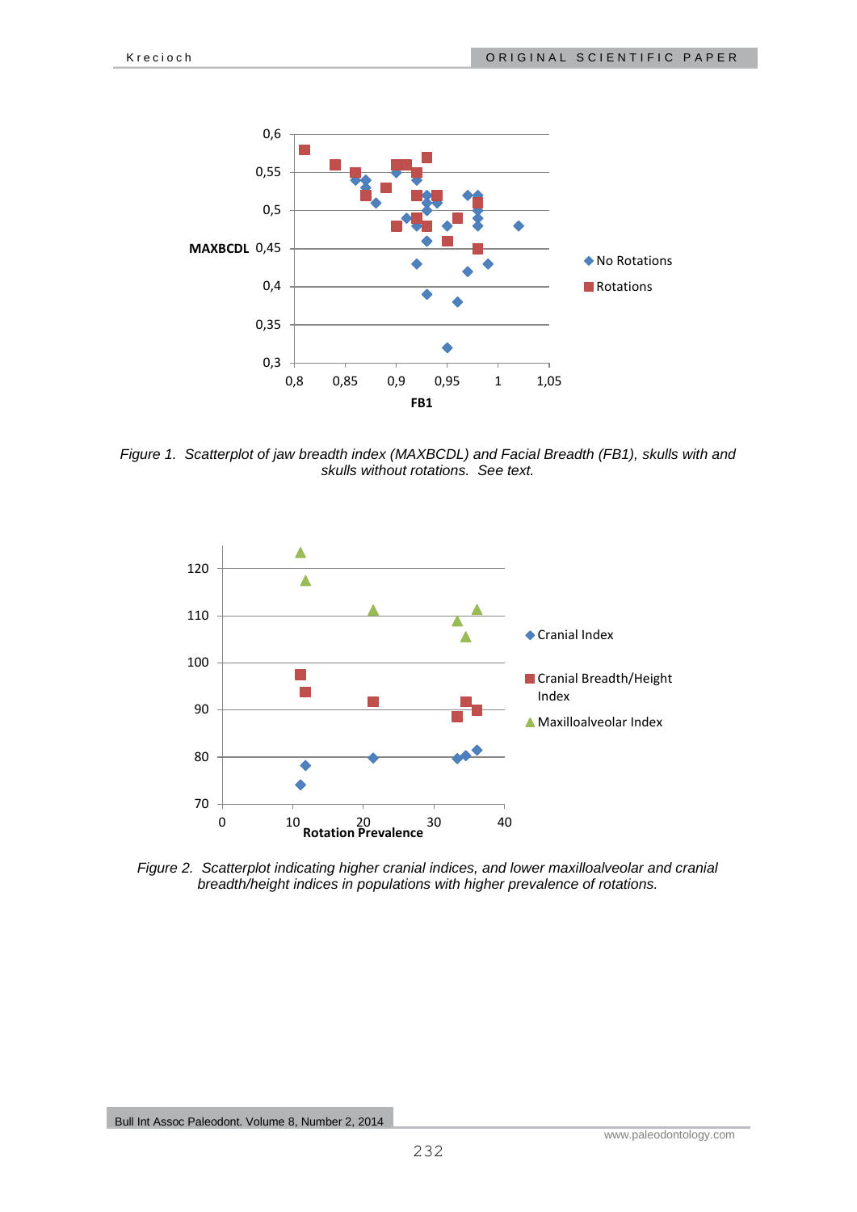0,6
0,55
0,5
MAXBCDL 0,45
0,4
0,35
0,3
0,8 0,85 0,9 0,95 1 1,05
FB1
No Rotations
Rotations

*Figure 1. Scatterplot of jaw breadth index (MAXBCDL) and Facial Breadth (FB1), skulls with and skulls without rotations. See text.*

120
110
100
90
80
70
0 10 20 30 40
Rotation Prevalence
Cranial Index
Cranial Breadth/Height Index
Maxilloalveolar Index

*Figure 2. Scatterplot indicating higher cranial indices, and lower maxilloalveolar and cranial breadth/height indices in populations with higher prevalence of rotations.*